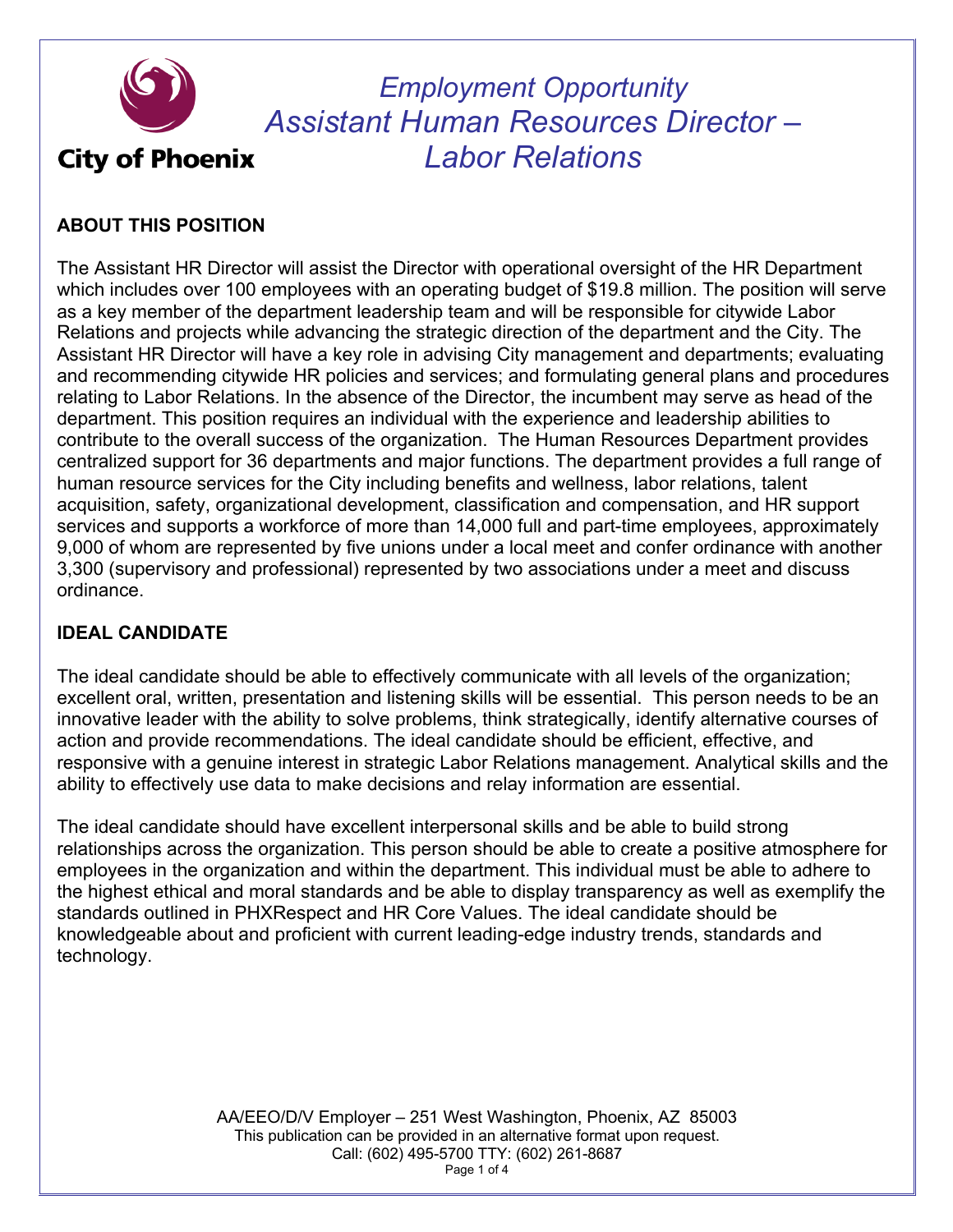City of Phoenix

# *Employment Opportunity*
# *Assistant Human Resources Director – Labor Relations*

## ABOUT THIS POSITION

The Assistant HR Director will assist the Director with operational oversight of the HR Department which includes over 100 employees with an operating budget of $19.8 million. The position will serve as a key member of the department leadership team and will be responsible for citywide Labor Relations and projects while advancing the strategic direction of the department and the City. The Assistant HR Director will have a key role in advising City management and departments; evaluating and recommending citywide HR policies and services; and formulating general plans and procedures relating to Labor Relations. In the absence of the Director, the incumbent may serve as head of the department. This position requires an individual with the experience and leadership abilities to contribute to the overall success of the organization. The Human Resources Department provides centralized support for 36 departments and major functions. The department provides a full range of human resource services for the City including benefits and wellness, labor relations, talent acquisition, safety, organizational development, classification and compensation, and HR support services and supports a workforce of more than 14,000 full and part-time employees, approximately 9,000 of whom are represented by five unions under a local meet and confer ordinance with another 3,300 (supervisory and professional) represented by two associations under a meet and discuss ordinance.

## IDEAL CANDIDATE

The ideal candidate should be able to effectively communicate with all levels of the organization; excellent oral, written, presentation and listening skills will be essential. This person needs to be an innovative leader with the ability to solve problems, think strategically, identify alternative courses of action and provide recommendations. The ideal candidate should be efficient, effective, and responsive with a genuine interest in strategic Labor Relations management. Analytical skills and the ability to effectively use data to make decisions and relay information are essential.

The ideal candidate should have excellent interpersonal skills and be able to build strong relationships across the organization. This person should be able to create a positive atmosphere for employees in the organization and within the department. This individual must be able to adhere to the highest ethical and moral standards and be able to display transparency as well as exemplify the standards outlined in PHXRespect and HR Core Values. The ideal candidate should be knowledgeable about and proficient with current leading-edge industry trends, standards and technology.

AA/EEO/D/V Employer – 251 West Washington, Phoenix, AZ 85003
This publication can be provided in an alternative format upon request.
Call: (602) 495-5700 TTY: (602) 261-8687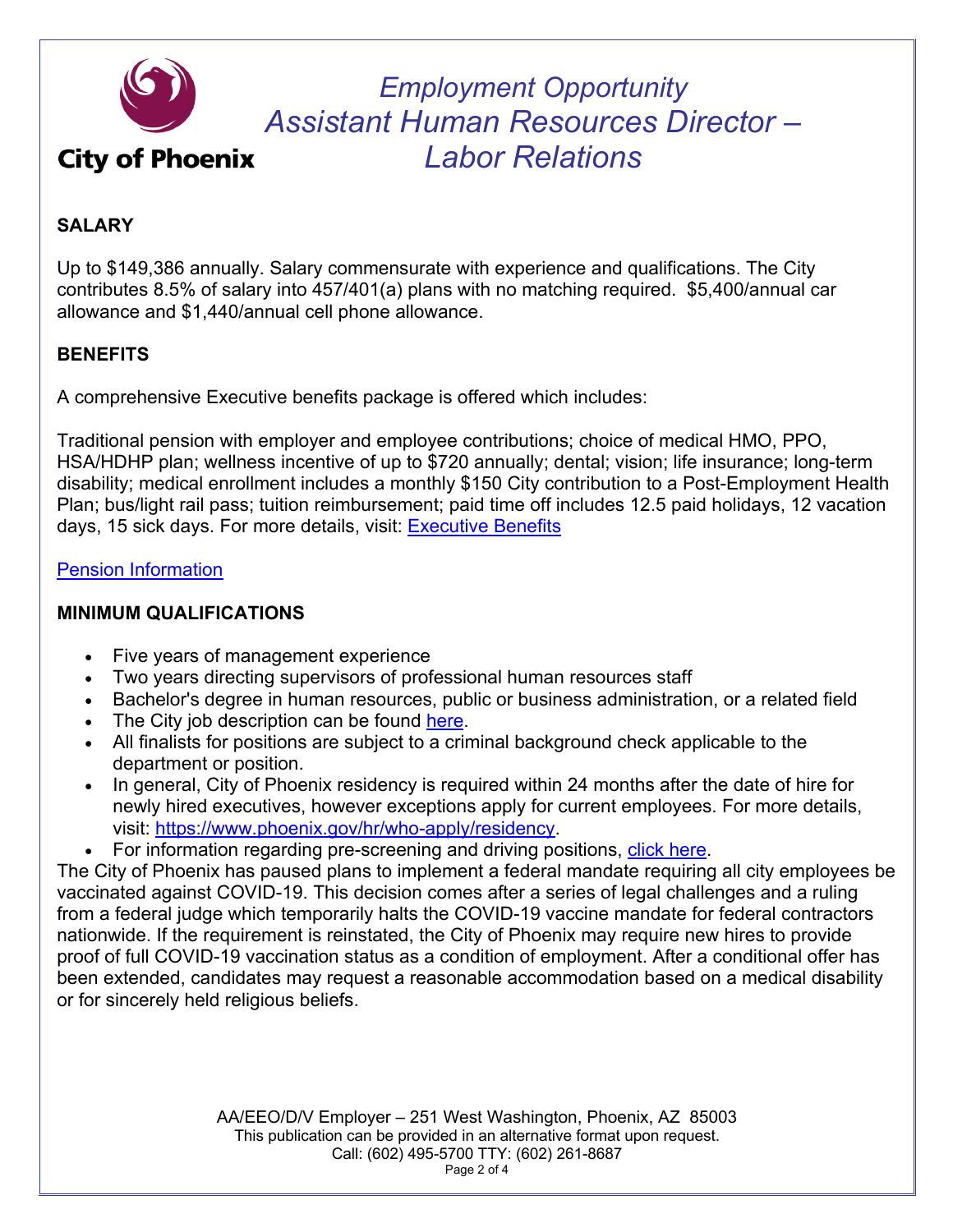City of Phoenix

# *Employment Opportunity Assistant Human Resources Director – Labor Relations*

## SALARY

Up to $149,386 annually. Salary commensurate with experience and qualifications. The City contributes 8.5% of salary into 457/401(a) plans with no matching required. $5,400/annual car allowance and $1,440/annual cell phone allowance.

## BENEFITS

A comprehensive Executive benefits package is offered which includes:

Traditional pension with employer and employee contributions; choice of medical HMO, PPO, HSA/HDHP plan; wellness incentive of up to $720 annually; dental; vision; life insurance; long-term disability; medical enrollment includes a monthly $150 City contribution to a Post-Employment Health Plan; bus/light rail pass; tuition reimbursement; paid time off includes 12.5 paid holidays, 12 vacation days, 15 sick days. For more details, visit: Executive Benefits

Pension Information

## MINIMUM QUALIFICATIONS

- Five years of management experience
- Two years directing supervisors of professional human resources staff
- Bachelor's degree in human resources, public or business administration, or a related field
- The City job description can be found here.
- All finalists for positions are subject to a criminal background check applicable to the department or position.
- In general, City of Phoenix residency is required within 24 months after the date of hire for newly hired executives, however exceptions apply for current employees. For more details, visit: https://www.phoenix.gov/hr/who-apply/residency.
- For information regarding pre-screening and driving positions, click here.

The City of Phoenix has paused plans to implement a federal mandate requiring all city employees be vaccinated against COVID-19. This decision comes after a series of legal challenges and a ruling from a federal judge which temporarily halts the COVID-19 vaccine mandate for federal contractors nationwide. If the requirement is reinstated, the City of Phoenix may require new hires to provide proof of full COVID-19 vaccination status as a condition of employment. After a conditional offer has been extended, candidates may request a reasonable accommodation based on a medical disability or for sincerely held religious beliefs.

AA/EEO/D/V Employer – 251 West Washington, Phoenix, AZ 85003
This publication can be provided in an alternative format upon request.
Call: (602) 495-5700 TTY: (602) 261-8687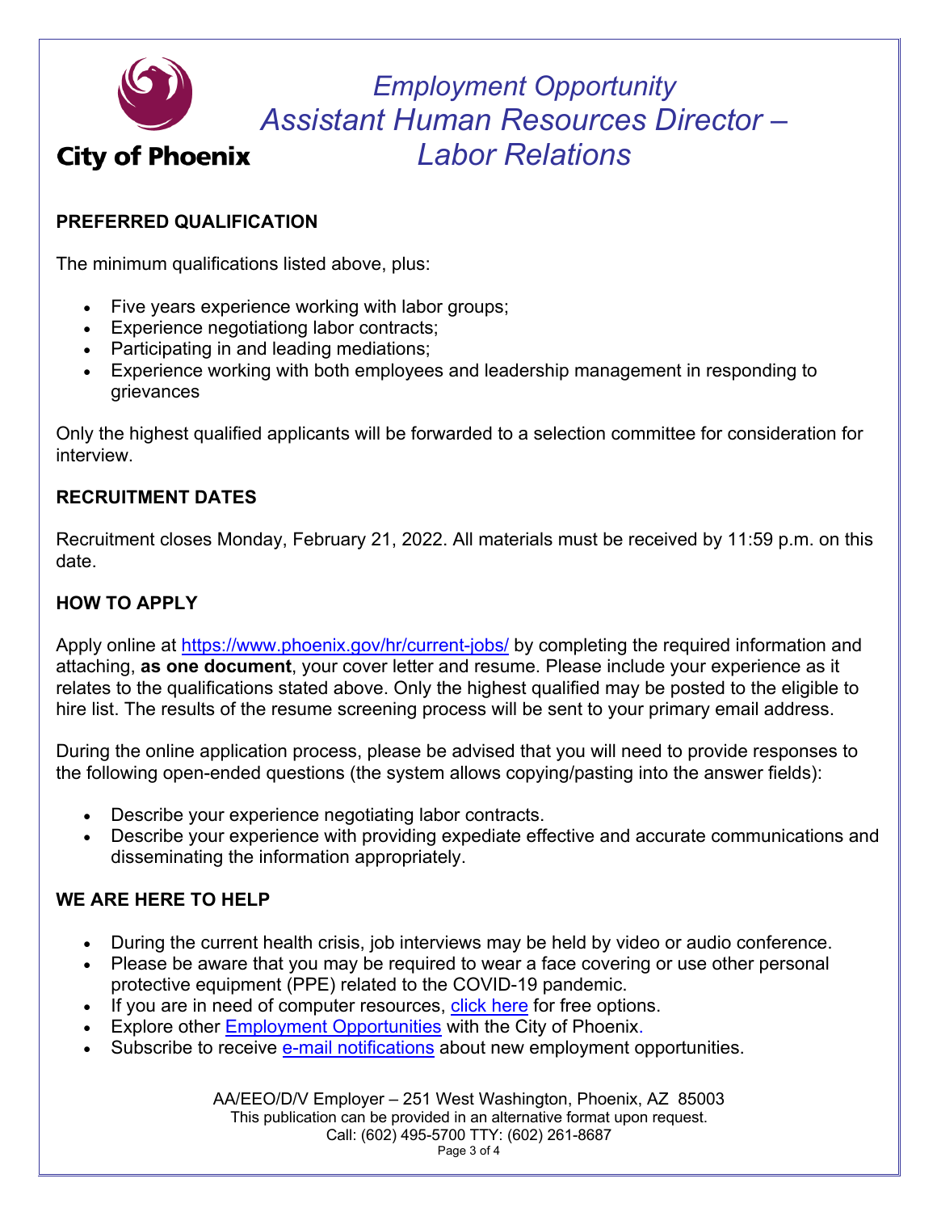# Employment Opportunity
# Assistant Human Resources Director – Labor Relations

City of Phoenix

## PREFERRED QUALIFICATION

The minimum qualifications listed above, plus:

- Five years experience working with labor groups;
- Experience negotiationg labor contracts;
- Participating in and leading mediations;
- Experience working with both employees and leadership management in responding to grievances

Only the highest qualified applicants will be forwarded to a selection committee for consideration for interview.

## RECRUITMENT DATES

Recruitment closes Monday, February 21, 2022. All materials must be received by 11:59 p.m. on this date.

## HOW TO APPLY

Apply online at [https://www.phoenix.gov/hr/current-jobs/](https://www.phoenix.gov/hr/current-jobs/) by completing the required information and attaching, **as one document**, your cover letter and resume. Please include your experience as it relates to the qualifications stated above. Only the highest qualified may be posted to the eligible to hire list. The results of the resume screening process will be sent to your primary email address.

During the online application process, please be advised that you will need to provide responses to the following open-ended questions (the system allows copying/pasting into the answer fields):

- Describe your experience negotiating labor contracts.
- Describe your experience with providing expediate effective and accurate communications and disseminating the information appropriately.

## WE ARE HERE TO HELP

- During the current health crisis, job interviews may be held by video or audio conference.
- Please be aware that you may be required to wear a face covering or use other personal protective equipment (PPE) related to the COVID-19 pandemic.
- If you are in need of computer resources, click here for free options.
- Explore other Employment Opportunities with the City of Phoenix.
- Subscribe to receive e-mail notifications about new employment opportunities.

AA/EEO/D/V Employer – 251 West Washington, Phoenix, AZ 85003
This publication can be provided in an alternative format upon request.
Call: (602) 495-5700 TTY: (602) 261-8687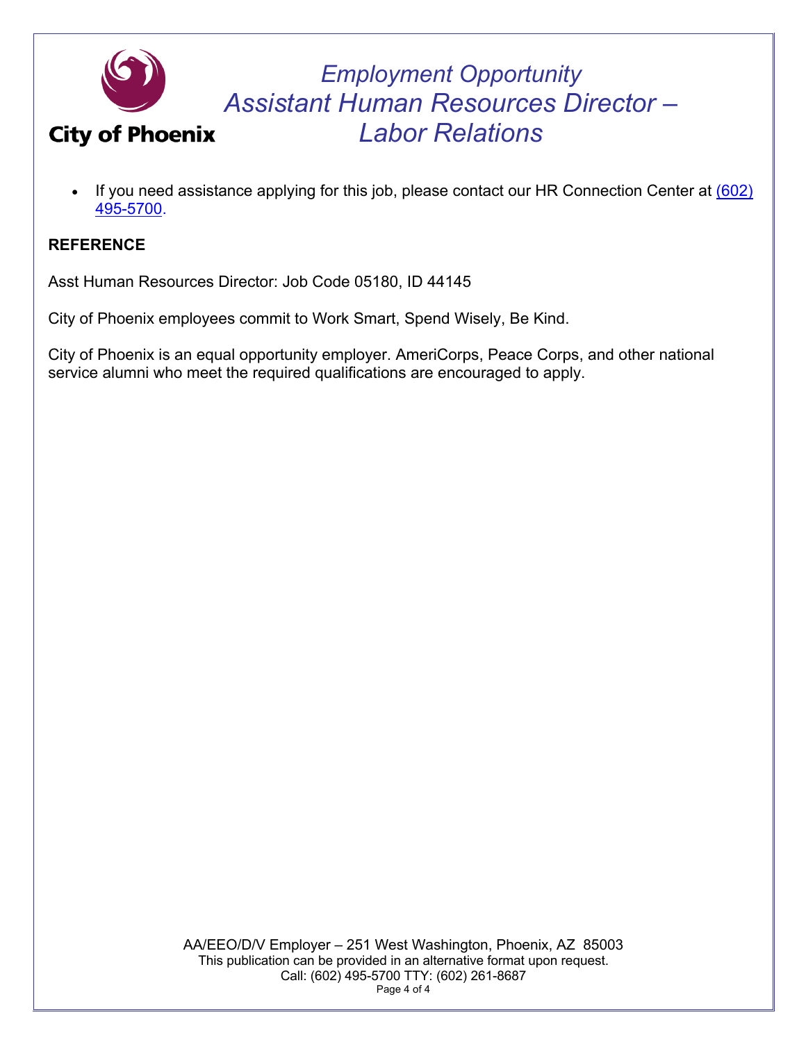- If you need assistance applying for this job, please contact our HR Connection Center at (602) 495-5700.

**REFERENCE**

Asst Human Resources Director: Job Code 05180, ID 44145

City of Phoenix employees commit to Work Smart, Spend Wisely, Be Kind.

City of Phoenix is an equal opportunity employer. AmeriCorps, Peace Corps, and other national service alumni who meet the required qualifications are encouraged to apply.